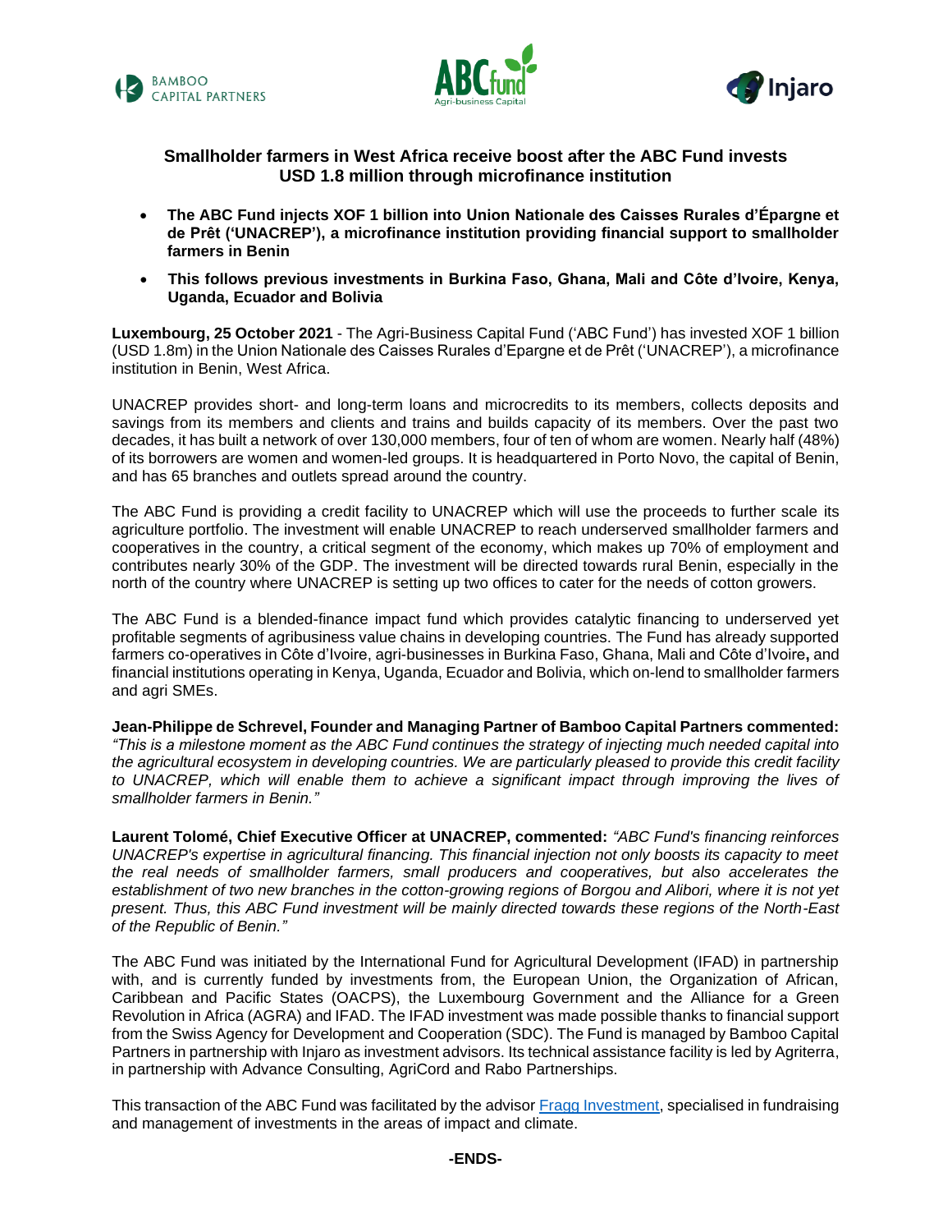## Smallholder farmers in West Africa receive boost after the ABC Fund invests USD 1.8 million through microfinance institution

- **The ABC Fund injects XOF 1 billion into Union Nationale des Caisses Rurales d'Épargne et de Prêt ('UNACREP'), a microfinance institution providing financial support to smallholder farmers in Benin**
- **This follows previous investments in Burkina Faso, Ghana, Mali and Côte d'Ivoire, Kenya, Uganda, Ecuador and Bolivia**

**Luxembourg, 25 October 2021** - The Agri-Business Capital Fund ('ABC Fund') has invested XOF 1 billion (USD 1.8m) in the Union Nationale des Caisses Rurales d'Epargne et de Prêt ('UNACREP'), a microfinance institution in Benin, West Africa.

UNACREP provides short- and long-term loans and microcredits to its members, collects deposits and savings from its members and clients and trains and builds capacity of its members. Over the past two decades, it has built a network of over 130,000 members, four of ten of whom are women. Nearly half (48%) of its borrowers are women and women-led groups. It is headquartered in Porto Novo, the capital of Benin, and has 65 branches and outlets spread around the country.

The ABC Fund is providing a credit facility to UNACREP which will use the proceeds to further scale its agriculture portfolio. The investment will enable UNACREP to reach underserved smallholder farmers and cooperatives in the country, a critical segment of the economy, which makes up 70% of employment and contributes nearly 30% of the GDP. The investment will be directed towards rural Benin, especially in the north of the country where UNACREP is setting up two offices to cater for the needs of cotton growers.

The ABC Fund is a blended-finance impact fund which provides catalytic financing to underserved yet profitable segments of agribusiness value chains in developing countries. The Fund has already supported farmers co-operatives in Côte d'Ivoire, agri-businesses in Burkina Faso, Ghana, Mali and Côte d'Ivoire**,** and financial institutions operating in Kenya, Uganda, Ecuador and Bolivia, which on-lend to smallholder farmers and agri SMEs.

**Jean-Philippe de Schrevel, Founder and Managing Partner of Bamboo Capital Partners commented:** *"This is a milestone moment as the ABC Fund continues the strategy of injecting much needed capital into the agricultural ecosystem in developing countries. We are particularly pleased to provide this credit facility to UNACREP, which will enable them to achieve a significant impact through improving the lives of smallholder farmers in Benin."*

**Laurent Tolomé, Chief Executive Officer at UNACREP, commented:** *"ABC Fund's financing reinforces UNACREP's expertise in agricultural financing. This financial injection not only boosts its capacity to meet the real needs of smallholder farmers, small producers and cooperatives, but also accelerates the establishment of two new branches in the cotton-growing regions of Borgou and Alibori, where it is not yet present. Thus, this ABC Fund investment will be mainly directed towards these regions of the North-East of the Republic of Benin."*

The ABC Fund was initiated by the International Fund for Agricultural Development (IFAD) in partnership with, and is currently funded by investments from, the European Union, the Organization of African, Caribbean and Pacific States (OACPS), the Luxembourg Government and the Alliance for a Green Revolution in Africa (AGRA) and IFAD. The IFAD investment was made possible thanks to financial support from the Swiss Agency for Development and Cooperation (SDC). The Fund is managed by Bamboo Capital Partners in partnership with Injaro as investment advisors. Its technical assistance facility is led by Agriterra, in partnership with Advance Consulting, AgriCord and Rabo Partnerships.

This transaction of the ABC Fund was facilitated by the advisor Fragg Investment, specialised in fundraising and management of investments in the areas of impact and climate.

**-ENDS-**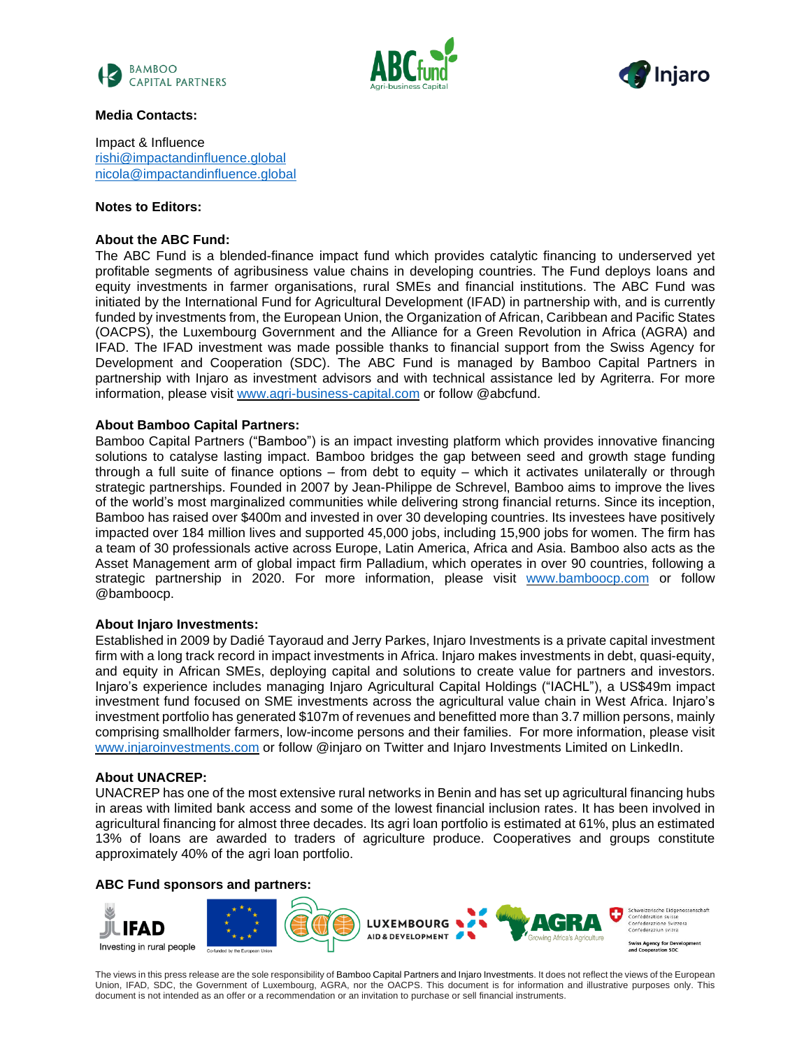**Media Contacts:**

Impact & Influence
rishi@impactandinfluence.global
nicola@impactandinfluence.global

**Notes to Editors:**

**About the ABC Fund:**
The ABC Fund is a blended-finance impact fund which provides catalytic financing to underserved yet profitable segments of agribusiness value chains in developing countries. The Fund deploys loans and equity investments in farmer organisations, rural SMEs and financial institutions. The ABC Fund was initiated by the International Fund for Agricultural Development (IFAD) in partnership with, and is currently funded by investments from, the European Union, the Organization of African, Caribbean and Pacific States (OACPS), the Luxembourg Government and the Alliance for a Green Revolution in Africa (AGRA) and IFAD. The IFAD investment was made possible thanks to financial support from the Swiss Agency for Development and Cooperation (SDC). The ABC Fund is managed by Bamboo Capital Partners in partnership with Injaro as investment advisors and with technical assistance led by Agriterra. For more information, please visit www.agri-business-capital.com or follow @abcfund.

**About Bamboo Capital Partners:**
Bamboo Capital Partners ("Bamboo") is an impact investing platform which provides innovative financing solutions to catalyse lasting impact. Bamboo bridges the gap between seed and growth stage funding through a full suite of finance options – from debt to equity – which it activates unilaterally or through strategic partnerships. Founded in 2007 by Jean-Philippe de Schrevel, Bamboo aims to improve the lives of the world's most marginalized communities while delivering strong financial returns. Since its inception, Bamboo has raised over $400m and invested in over 30 developing countries. Its investees have positively impacted over 184 million lives and supported 45,000 jobs, including 15,900 jobs for women. The firm has a team of 30 professionals active across Europe, Latin America, Africa and Asia. Bamboo also acts as the Asset Management arm of global impact firm Palladium, which operates in over 90 countries, following a strategic partnership in 2020. For more information, please visit www.bamboocp.com or follow @bamboocp.

**About Injaro Investments:**
Established in 2009 by Dadié Tayoraud and Jerry Parkes, Injaro Investments is a private capital investment firm with a long track record in impact investments in Africa. Injaro makes investments in debt, quasi-equity, and equity in African SMEs, deploying capital and solutions to create value for partners and investors. Injaro's experience includes managing Injaro Agricultural Capital Holdings ("IACHL"), a US$49m impact investment fund focused on SME investments across the agricultural value chain in West Africa. Injaro's investment portfolio has generated $107m of revenues and benefitted more than 3.7 million persons, mainly comprising smallholder farmers, low-income persons and their families. For more information, please visit www.injaroinvestments.com or follow @injaro on Twitter and Injaro Investments Limited on LinkedIn.

**About UNACREP:**
UNACREP has one of the most extensive rural networks in Benin and has set up agricultural financing hubs in areas with limited bank access and some of the lowest financial inclusion rates. It has been involved in agricultural financing for almost three decades. Its agri loan portfolio is estimated at 61%, plus an estimated 13% of loans are awarded to traders of agriculture produce. Cooperatives and groups constitute approximately 40% of the agri loan portfolio.

**ABC Fund sponsors and partners:**

The views in this press release are the sole responsibility of Bamboo Capital Partners and Injaro Investments. It does not reflect the views of the European Union, IFAD, SDC, the Government of Luxembourg, AGRA, nor the OACPS. This document is for information and illustrative purposes only. This document is not intended as an offer or a recommendation or an invitation to purchase or sell financial instruments.